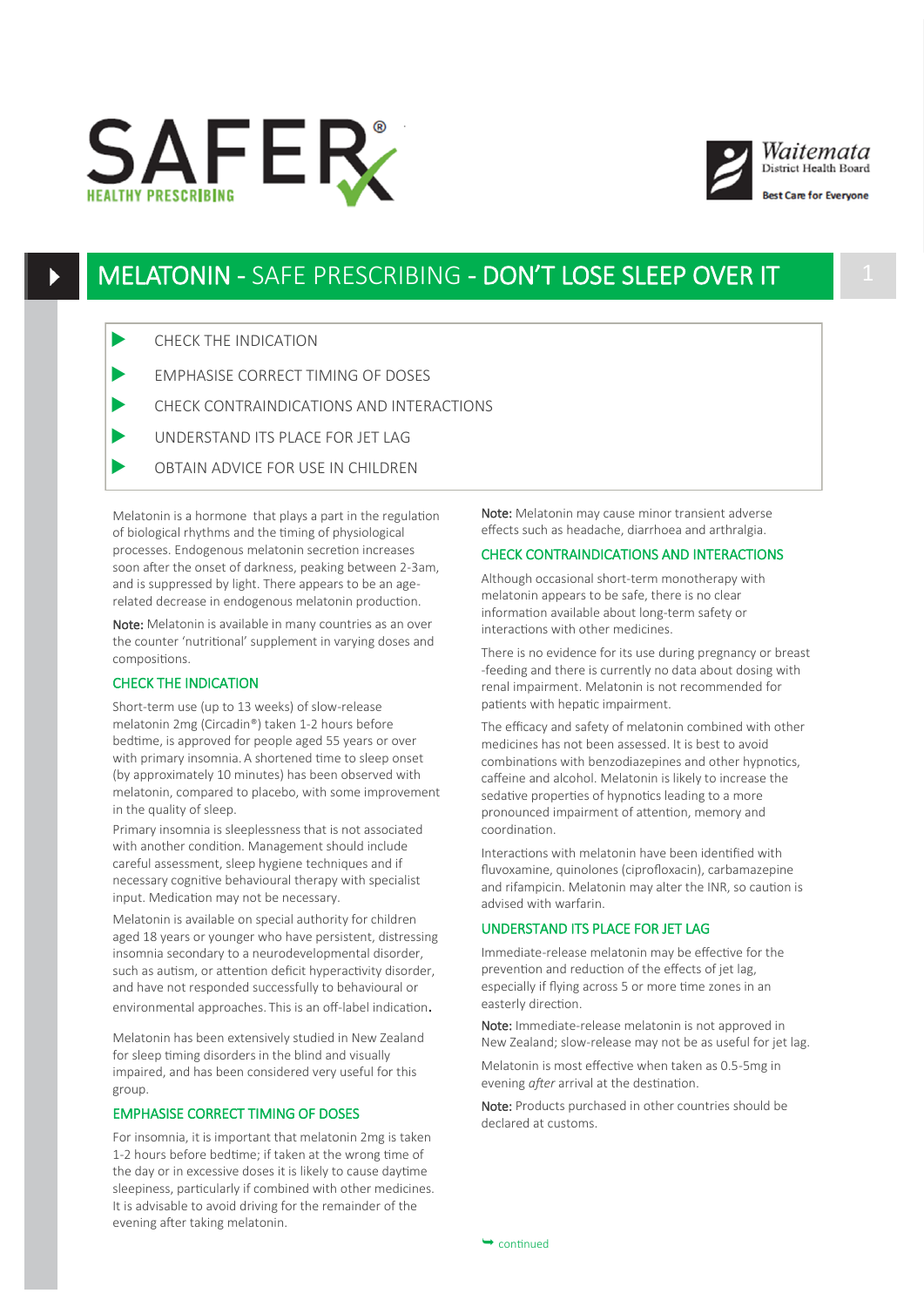SAFER℞ HEALTHY PRESCRIBING

Waitemata District Health Board — Best Care for Everyone

# MELATONIN - SAFE PRESCRIBING - DON'T LOSE SLEEP OVER IT

- CHECK THE INDICATION
- EMPHASISE CORRECT TIMING OF DOSES
- CHECK CONTRAINDICATIONS AND INTERACTIONS
- UNDERSTAND ITS PLACE FOR JET LAG
- OBTAIN ADVICE FOR USE IN CHILDREN

Melatonin is a hormone that plays a part in the regulation of biological rhythms and the timing of physiological processes. Endogenous melatonin secretion increases soon after the onset of darkness, peaking between 2-3am, and is suppressed by light. There appears to be an age-related decrease in endogenous melatonin production.

**Note:** Melatonin is available in many countries as an over the counter 'nutritional' supplement in varying doses and compositions.

## CHECK THE INDICATION

Short-term use (up to 13 weeks) of slow-release melatonin 2mg (Circadin®) taken 1-2 hours before bedtime, is approved for people aged 55 years or over with primary insomnia. A shortened time to sleep onset (by approximately 10 minutes) has been observed with melatonin, compared to placebo, with some improvement in the quality of sleep.

Primary insomnia is sleeplessness that is not associated with another condition. Management should include careful assessment, sleep hygiene techniques and if necessary cognitive behavioural therapy with specialist input. Medication may not be necessary.

Melatonin is available on special authority for children aged 18 years or younger who have persistent, distressing insomnia secondary to a neurodevelopmental disorder, such as autism, or attention deficit hyperactivity disorder, and have not responded successfully to behavioural or environmental approaches. This is an off-label indication.

Melatonin has been extensively studied in New Zealand for sleep timing disorders in the blind and visually impaired, and has been considered very useful for this group.

## EMPHASISE CORRECT TIMING OF DOSES

For insomnia, it is important that melatonin 2mg is taken 1-2 hours before bedtime; if taken at the wrong time of the day or in excessive doses it is likely to cause daytime sleepiness, particularly if combined with other medicines. It is advisable to avoid driving for the remainder of the evening after taking melatonin.

**Note:** Melatonin may cause minor transient adverse effects such as headache, diarrhoea and arthralgia.

## CHECK CONTRAINDICATIONS AND INTERACTIONS

Although occasional short-term monotherapy with melatonin appears to be safe, there is no clear information available about long-term safety or interactions with other medicines.

There is no evidence for its use during pregnancy or breast-feeding and there is currently no data about dosing with renal impairment. Melatonin is not recommended for patients with hepatic impairment.

The efficacy and safety of melatonin combined with other medicines has not been assessed. It is best to avoid combinations with benzodiazepines and other hypnotics, caffeine and alcohol. Melatonin is likely to increase the sedative properties of hypnotics leading to a more pronounced impairment of attention, memory and coordination.

Interactions with melatonin have been identified with fluvoxamine, quinolones (ciprofloxacin), carbamazepine and rifampicin. Melatonin may alter the INR, so caution is advised with warfarin.

## UNDERSTAND ITS PLACE FOR JET LAG

Immediate-release melatonin may be effective for the prevention and reduction of the effects of jet lag, especially if flying across 5 or more time zones in an easterly direction.

**Note:** Immediate-release melatonin is not approved in New Zealand; slow-release may not be as useful for jet lag.

Melatonin is most effective when taken as 0.5-5mg in evening *after* arrival at the destination.

**Note:** Products purchased in other countries should be declared at customs.

continued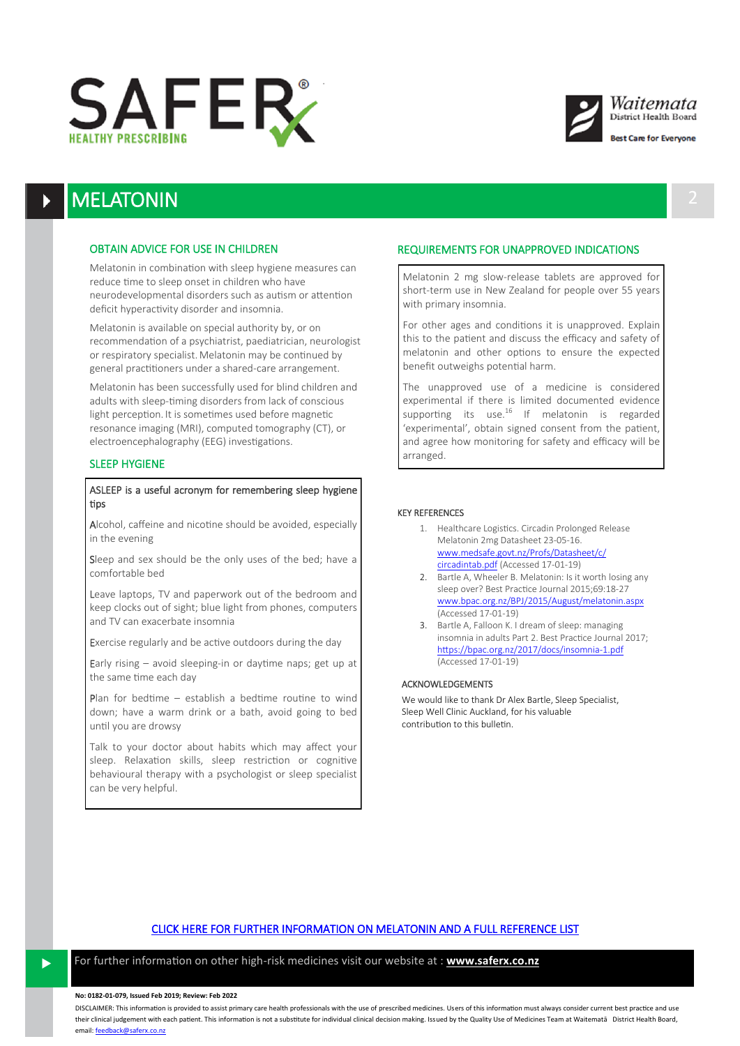# MELATONIN

## OBTAIN ADVICE FOR USE IN CHILDREN

Melatonin in combination with sleep hygiene measures can reduce time to sleep onset in children who have neurodevelopmental disorders such as autism or attention deficit hyperactivity disorder and insomnia.

Melatonin is available on special authority by, or on recommendation of a psychiatrist, paediatrician, neurologist or respiratory specialist. Melatonin may be continued by general practitioners under a shared-care arrangement.

Melatonin has been successfully used for blind children and adults with sleep-timing disorders from lack of conscious light perception. It is sometimes used before magnetic resonance imaging (MRI), computed tomography (CT), or electroencephalography (EEG) investigations.

## SLEEP HYGIENE

ASLEEP is a useful acronym for remembering sleep hygiene tips

**A**lcohol, caffeine and nicotine should be avoided, especially in the evening

**S**leep and sex should be the only uses of the bed; have a comfortable bed

**L**eave laptops, TV and paperwork out of the bedroom and keep clocks out of sight; blue light from phones, computers and TV can exacerbate insomnia

**E**xercise regularly and be active outdoors during the day

**E**arly rising – avoid sleeping-in or daytime naps; get up at the same time each day

**P**lan for bedtime – establish a bedtime routine to wind down; have a warm drink or a bath, avoid going to bed until you are drowsy

Talk to your doctor about habits which may affect your sleep. Relaxation skills, sleep restriction or cognitive behavioural therapy with a psychologist or sleep specialist can be very helpful.

## REQUIREMENTS FOR UNAPPROVED INDICATIONS

Melatonin 2 mg slow-release tablets are approved for short-term use in New Zealand for people over 55 years with primary insomnia.

For other ages and conditions it is unapproved. Explain this to the patient and discuss the efficacy and safety of melatonin and other options to ensure the expected benefit outweighs potential harm.

The unapproved use of a medicine is considered experimental if there is limited documented evidence supporting its use.[16] If melatonin is regarded 'experimental', obtain signed consent from the patient, and agree how monitoring for safety and efficacy will be arranged.

### KEY REFERENCES

1. Healthcare Logistics. Circadin Prolonged Release Melatonin 2mg Datasheet 23-05-16. www.medsafe.govt.nz/Profs/Datasheet/c/circadintab.pdf (Accessed 17-01-19)
2. Bartle A, Wheeler B. Melatonin: Is it worth losing any sleep over? Best Practice Journal 2015;69:18-27 www.bpac.org.nz/BPJ/2015/August/melatonin.aspx (Accessed 17-01-19)
3. Bartle A, Falloon K. I dream of sleep: managing insomnia in adults Part 2. Best Practice Journal 2017; https://bpac.org.nz/2017/docs/insomnia-1.pdf (Accessed 17-01-19)

### ACKNOWLEDGEMENTS

We would like to thank Dr Alex Bartle, Sleep Specialist, Sleep Well Clinic Auckland, for his valuable contribution to this bulletin.

CLICK HERE FOR FURTHER INFORMATION ON MELATONIN AND A FULL REFERENCE LIST

For further information on other high-risk medicines visit our website at : **www.saferx.co.nz**

**No: 0182-01-079, Issued Feb 2019; Review: Feb 2022**

DISCLAIMER: This information is provided to assist primary care health professionals with the use of prescribed medicines. Users of this information must always consider current best practice and use their clinical judgement with each patient. This information is not a substitute for individual clinical decision making. Issued by the Quality Use of Medicines Team at Waitematā District Health Board, email: feedback@saferx.co.nz